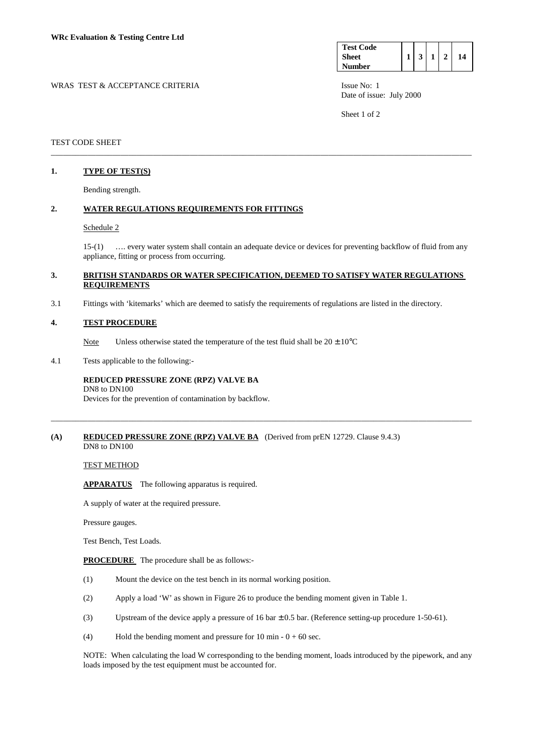**WRc Evaluation & Testing Centre Ltd**

| Test Code Sheet Number | 1 | 3 | 1 | 2 | 14 |
|---|---|---|---|---|---|

WRAS TEST & ACCEPTANCE CRITERIA

Issue No: 1
Date of issue: July 2000

TEST CODE SHEET

---

## 1. TYPE OF TEST(S)

Bending strength.

## 2. WATER REGULATIONS REQUIREMENTS FOR FITTINGS

Schedule 2

15-(1) …. every water system shall contain an adequate device or devices for preventing backflow of fluid from any appliance, fitting or process from occurring.

## 3. BRITISH STANDARDS OR WATER SPECIFICATION, DEEMED TO SATISFY WATER REGULATIONS REQUIREMENTS

3.1 Fittings with 'kitemarks' which are deemed to satisfy the requirements of regulations are listed in the directory.

## 4. TEST PROCEDURE

Note Unless otherwise stated the temperature of the test fluid shall be $20 \pm 10°C$

4.1 Tests applicable to the following:-

**REDUCED PRESSURE ZONE (RPZ) VALVE BA**
DN8 to DN100
Devices for the prevention of contamination by backflow.

---

## (A) REDUCED PRESSURE ZONE (RPZ) VALVE BA (Derived from prEN 12729. Clause 9.4.3)

DN8 to DN100

TEST METHOD

**APPARATUS** The following apparatus is required.

A supply of water at the required pressure.

Pressure gauges.

Test Bench, Test Loads.

**PROCEDURE** The procedure shall be as follows:-

(1) Mount the device on the test bench in its normal working position.

(2) Apply a load 'W' as shown in Figure 26 to produce the bending moment given in Table 1.

(3) Upstream of the device apply a pressure of 16 bar $\pm$ 0.5 bar. (Reference setting-up procedure 1-50-61).

(4) Hold the bending moment and pressure for 10 min - 0 + 60 sec.

NOTE: When calculating the load W corresponding to the bending moment, loads introduced by the pipework, and any loads imposed by the test equipment must be accounted for.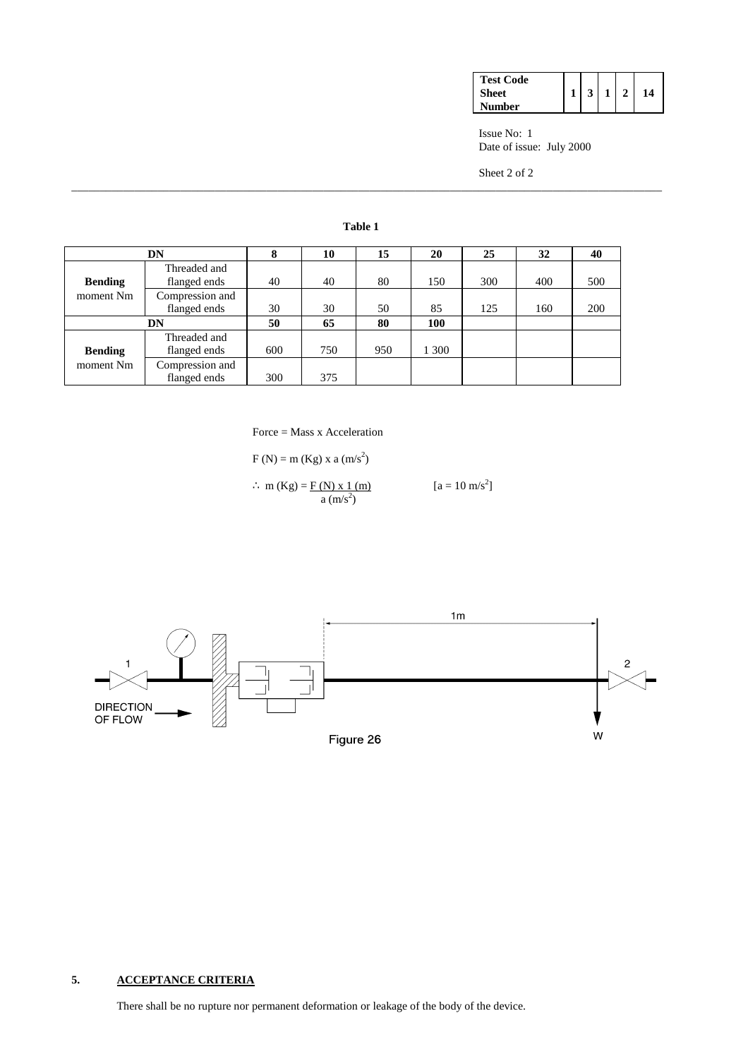**Table 1**

| DN | | 8 | 10 | 15 | 20 | 25 | 32 | 40 |
|---|---|---|---|---|---|---|---|---|
| **Bending** moment Nm | Threaded and flanged ends | 40 | 40 | 80 | 150 | 300 | 400 | 500 |
| | Compression and flanged ends | 30 | 30 | 50 | 85 | 125 | 160 | 200 |
| **DN** | | **50** | **65** | **80** | **100** | | | |
| **Bending** moment Nm | Threaded and flanged ends | 600 | 750 | 950 | 1 300 | | | |
| | Compression and flanged ends | 300 | 375 | | | | | |

Force = Mass x Acceleration

$F\ (N) = m\ (Kg) \times a\ (m/s^2)$

$\therefore\ m\ (Kg) = \dfrac{F\ (N) \times 1\ (m)}{a\ (m/s^2)}$ $\qquad [a = 10\ m/s^2]$

1m

1

2

DIRECTION OF FLOW

W

Figure 26

## 5. ACCEPTANCE CRITERIA

There shall be no rupture nor permanent deformation or leakage of the body of the device.